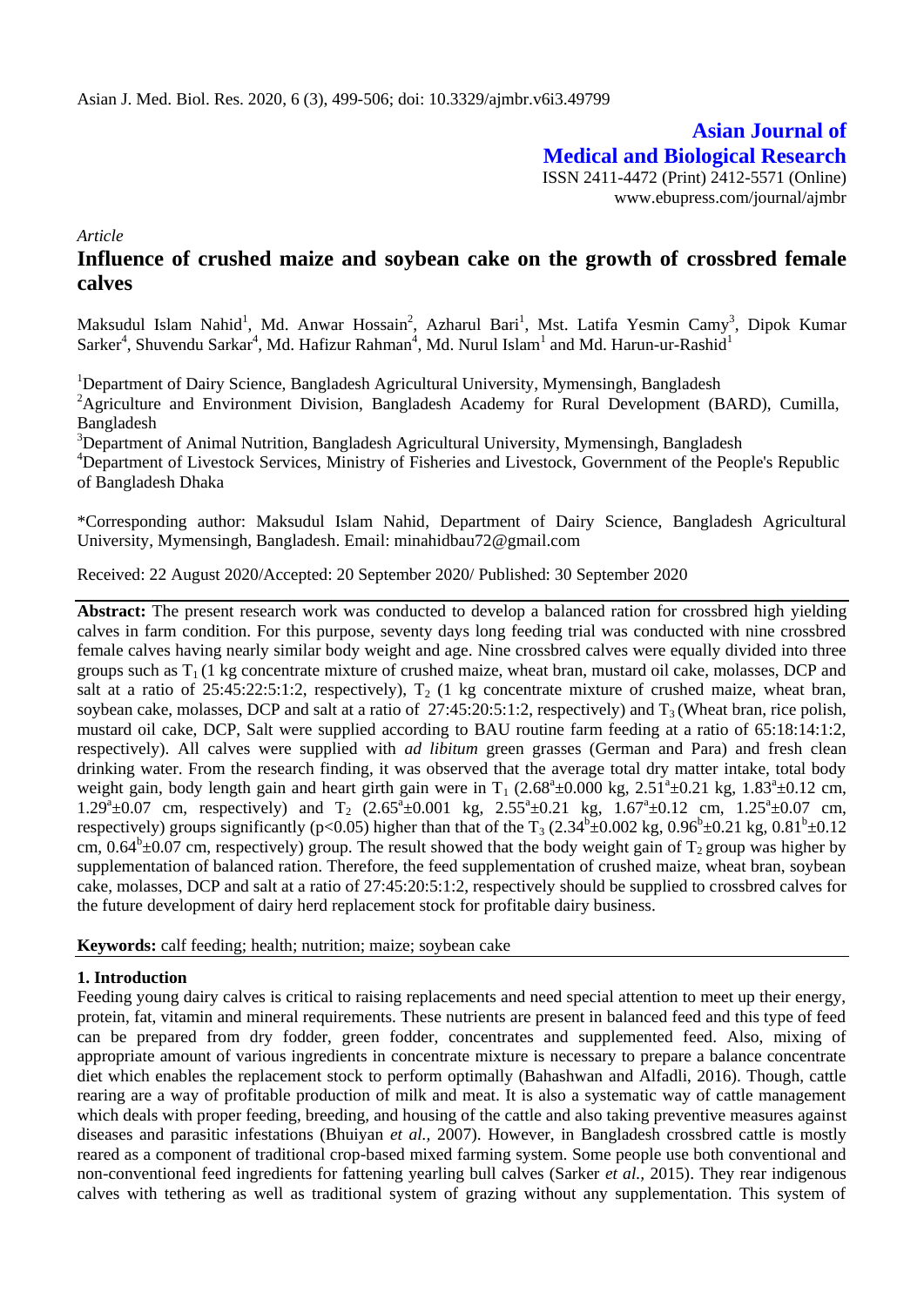Asian J. Med. Biol. Res. 2020, 6 (3), 499-506; doi: 10.3329/ajmbr.v6i3.49799

**Asian Journal of Medical and Biological Research**

ISSN 2411-4472 (Print) 2412-5571 (Online)
www.ebupress.com/journal/ajmbr

*Article*

# Influence of crushed maize and soybean cake on the growth of crossbred female calves

Maksudul Islam Nahid[1], Md. Anwar Hossain[2], Azharul Bari[1], Mst. Latifa Yesmin Camy[3], Dipok Kumar Sarker[4], Shuvendu Sarkar[4], Md. Hafizur Rahman[4], Md. Nurul Islam[1] and Md. Harun-ur-Rashid[1]

[1]Department of Dairy Science, Bangladesh Agricultural University, Mymensingh, Bangladesh

[2]Agriculture and Environment Division, Bangladesh Academy for Rural Development (BARD), Cumilla, Bangladesh

[3]Department of Animal Nutrition, Bangladesh Agricultural University, Mymensingh, Bangladesh

[4]Department of Livestock Services, Ministry of Fisheries and Livestock, Government of the People's Republic of Bangladesh Dhaka

*Corresponding author: Maksudul Islam Nahid, Department of Dairy Science, Bangladesh Agricultural University, Mymensingh, Bangladesh. Email: minahidbau72@gmail.com

Received: 22 August 2020/Accepted: 20 September 2020/ Published: 30 September 2020

**Abstract:** The present research work was conducted to develop a balanced ration for crossbred high yielding calves in farm condition. For this purpose, seventy days long feeding trial was conducted with nine crossbred female calves having nearly similar body weight and age. Nine crossbred calves were equally divided into three groups such as $T_1$ (1 kg concentrate mixture of crushed maize, wheat bran, mustard oil cake, molasses, DCP and salt at a ratio of 25:45:22:5:1:2, respectively), $T_2$ (1 kg concentrate mixture of crushed maize, wheat bran, soybean cake, molasses, DCP and salt at a ratio of 27:45:20:5:1:2, respectively) and $T_3$ (Wheat bran, rice polish, mustard oil cake, DCP, Salt were supplied according to BAU routine farm feeding at a ratio of 65:18:14:1:2, respectively). All calves were supplied with *ad libitum* green grasses (German and Para) and fresh clean drinking water. From the research finding, it was observed that the average total dry matter intake, total body weight gain, body length gain and heart girth gain were in $T_1$ ($2.68^a$±0.000 kg, $2.51^a$±0.21 kg, $1.83^a$±0.12 cm, $1.29^a$±0.07 cm, respectively) and $T_2$ ($2.65^a$±0.001 kg, $2.55^a$±0.21 kg, $1.67^a$±0.12 cm, $1.25^a$±0.07 cm, respectively) groups significantly ($p<0.05$) higher than that of the $T_3$ ($2.34^b$±0.002 kg, $0.96^b$±0.21 kg, $0.81^b$±0.12 cm, $0.64^b$±0.07 cm, respectively) group. The result showed that the body weight gain of $T_2$ group was higher by supplementation of balanced ration. Therefore, the feed supplementation of crushed maize, wheat bran, soybean cake, molasses, DCP and salt at a ratio of 27:45:20:5:1:2, respectively should be supplied to crossbred calves for the future development of dairy herd replacement stock for profitable dairy business.

**Keywords:** calf feeding; health; nutrition; maize; soybean cake

## 1. Introduction

Feeding young dairy calves is critical to raising replacements and need special attention to meet up their energy, protein, fat, vitamin and mineral requirements. These nutrients are present in balanced feed and this type of feed can be prepared from dry fodder, green fodder, concentrates and supplemented feed. Also, mixing of appropriate amount of various ingredients in concentrate mixture is necessary to prepare a balance concentrate diet which enables the replacement stock to perform optimally (Bahashwan and Alfadli, 2016). Though, cattle rearing are a way of profitable production of milk and meat. It is also a systematic way of cattle management which deals with proper feeding, breeding, and housing of the cattle and also taking preventive measures against diseases and parasitic infestations (Bhuiyan *et al.,* 2007). However, in Bangladesh crossbred cattle is mostly reared as a component of traditional crop-based mixed farming system. Some people use both conventional and non-conventional feed ingredients for fattening yearling bull calves (Sarker *et al.,* 2015). They rear indigenous calves with tethering as well as traditional system of grazing without any supplementation. This system of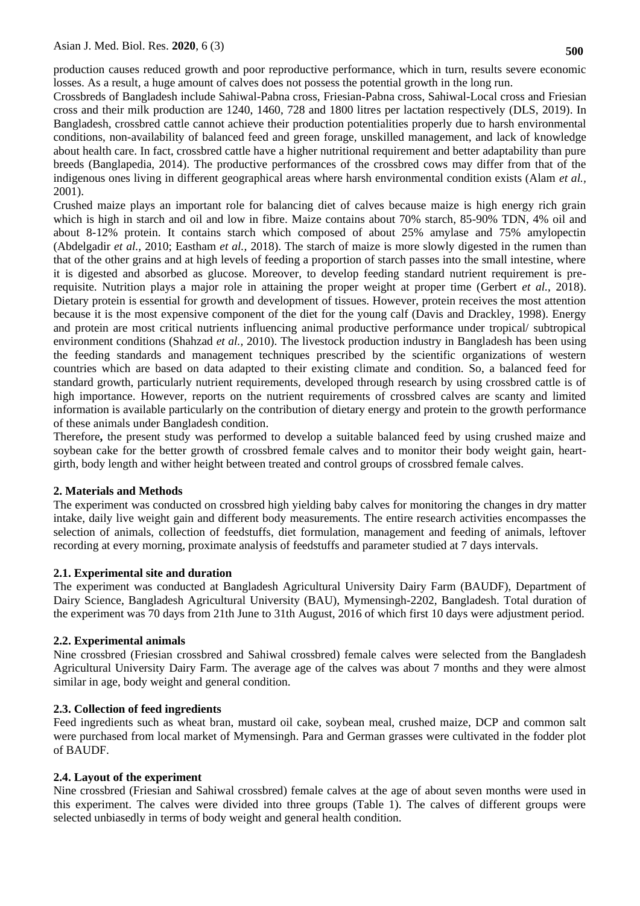production causes reduced growth and poor reproductive performance, which in turn, results severe economic losses. As a result, a huge amount of calves does not possess the potential growth in the long run.

Crossbreds of Bangladesh include Sahiwal-Pabna cross, Friesian-Pabna cross, Sahiwal-Local cross and Friesian cross and their milk production are 1240, 1460, 728 and 1800 litres per lactation respectively (DLS, 2019). In Bangladesh, crossbred cattle cannot achieve their production potentialities properly due to harsh environmental conditions, non-availability of balanced feed and green forage, unskilled management, and lack of knowledge about health care. In fact, crossbred cattle have a higher nutritional requirement and better adaptability than pure breeds (Banglapedia, 2014). The productive performances of the crossbred cows may differ from that of the indigenous ones living in different geographical areas where harsh environmental condition exists (Alam *et al.*, 2001).

Crushed maize plays an important role for balancing diet of calves because maize is high energy rich grain which is high in starch and oil and low in fibre. Maize contains about 70% starch, 85-90% TDN, 4% oil and about 8-12% protein. It contains starch which composed of about 25% amylase and 75% amylopectin (Abdelgadir *et al.,* 2010; Eastham *et al.,* 2018). The starch of maize is more slowly digested in the rumen than that of the other grains and at high levels of feeding a proportion of starch passes into the small intestine, where it is digested and absorbed as glucose. Moreover, to develop feeding standard nutrient requirement is pre-requisite. Nutrition plays a major role in attaining the proper weight at proper time (Gerbert *et al.,* 2018). Dietary protein is essential for growth and development of tissues. However, protein receives the most attention because it is the most expensive component of the diet for the young calf (Davis and Drackley, 1998). Energy and protein are most critical nutrients influencing animal productive performance under tropical/ subtropical environment conditions (Shahzad *et al.,* 2010). The livestock production industry in Bangladesh has been using the feeding standards and management techniques prescribed by the scientific organizations of western countries which are based on data adapted to their existing climate and condition. So, a balanced feed for standard growth, particularly nutrient requirements, developed through research by using crossbred cattle is of high importance. However, reports on the nutrient requirements of crossbred calves are scanty and limited information is available particularly on the contribution of dietary energy and protein to the growth performance of these animals under Bangladesh condition.

Therefore**,** the present study was performed to develop a suitable balanced feed by using crushed maize and soybean cake for the better growth of crossbred female calves and to monitor their body weight gain, heart-girth, body length and wither height between treated and control groups of crossbred female calves.

## 2. Materials and Methods

The experiment was conducted on crossbred high yielding baby calves for monitoring the changes in dry matter intake, daily live weight gain and different body measurements. The entire research activities encompasses the selection of animals, collection of feedstuffs, diet formulation, management and feeding of animals, leftover recording at every morning, proximate analysis of feedstuffs and parameter studied at 7 days intervals.

### 2.1. Experimental site and duration

The experiment was conducted at Bangladesh Agricultural University Dairy Farm (BAUDF), Department of Dairy Science, Bangladesh Agricultural University (BAU), Mymensingh-2202, Bangladesh. Total duration of the experiment was 70 days from 21th June to 31th August, 2016 of which first 10 days were adjustment period.

### 2.2. Experimental animals

Nine crossbred (Friesian crossbred and Sahiwal crossbred) female calves were selected from the Bangladesh Agricultural University Dairy Farm. The average age of the calves was about 7 months and they were almost similar in age, body weight and general condition.

### 2.3. Collection of feed ingredients

Feed ingredients such as wheat bran, mustard oil cake, soybean meal, crushed maize, DCP and common salt were purchased from local market of Mymensingh. Para and German grasses were cultivated in the fodder plot of BAUDF.

### 2.4. Layout of the experiment

Nine crossbred (Friesian and Sahiwal crossbred) female calves at the age of about seven months were used in this experiment. The calves were divided into three groups (Table 1). The calves of different groups were selected unbiasedly in terms of body weight and general health condition.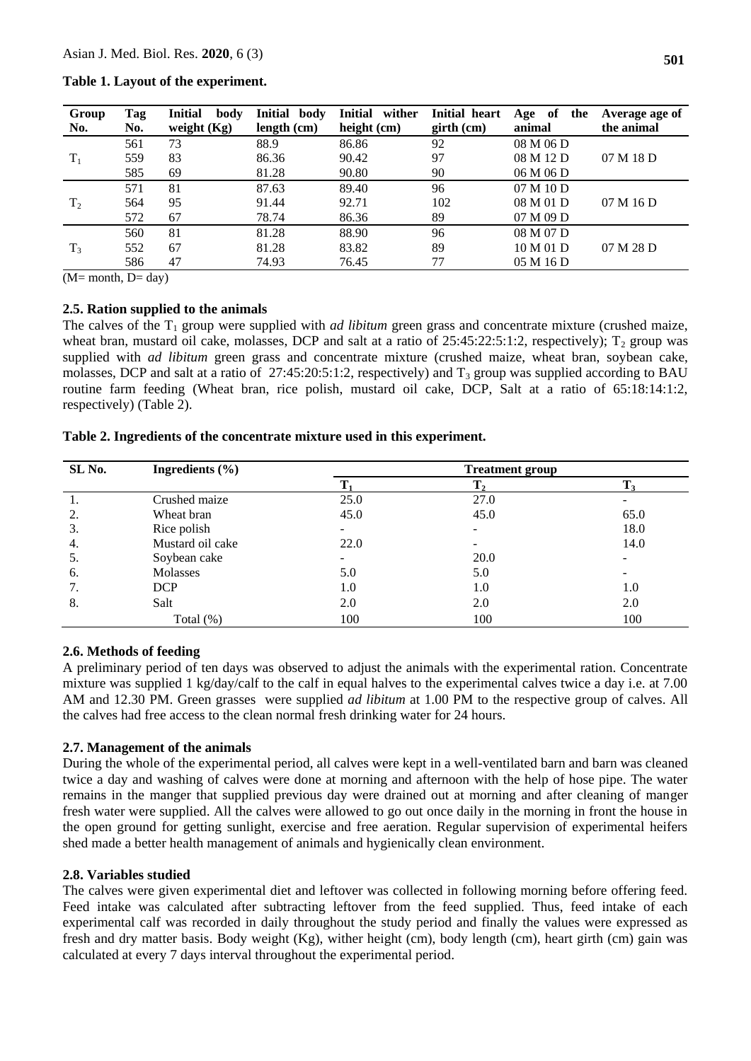**Table 1. Layout of the experiment.**

| Group No. | Tag No. | Initial body weight (Kg) | Initial body length (cm) | Initial wither height (cm) | Initial heart girth (cm) | Age of the animal | Average age of the animal |
|---|---|---|---|---|---|---|---|
| $T_1$ | 561 | 73 | 88.9 | 86.86 | 92 | 08 M 06 D | 07 M 18 D |
| | 559 | 83 | 86.36 | 90.42 | 97 | 08 M 12 D | |
| | 585 | 69 | 81.28 | 90.80 | 90 | 06 M 06 D | |
| $T_2$ | 571 | 81 | 87.63 | 89.40 | 96 | 07 M 10 D | 07 M 16 D |
| | 564 | 95 | 91.44 | 92.71 | 102 | 08 M 01 D | |
| | 572 | 67 | 78.74 | 86.36 | 89 | 07 M 09 D | |
| $T_3$ | 560 | 81 | 81.28 | 88.90 | 96 | 08 M 07 D | 07 M 28 D |
| | 552 | 67 | 81.28 | 83.82 | 89 | 10 M 01 D | |
| | 586 | 47 | 74.93 | 76.45 | 77 | 05 M 16 D | |

(M= month, D= day)

### 2.5. Ration supplied to the animals

The calves of the $T_1$ group were supplied with *ad libitum* green grass and concentrate mixture (crushed maize, wheat bran, mustard oil cake, molasses, DCP and salt at a ratio of 25:45:22:5:1:2, respectively); $T_2$ group was supplied with *ad libitum* green grass and concentrate mixture (crushed maize, wheat bran, soybean cake, molasses, DCP and salt at a ratio of 27:45:20:5:1:2, respectively) and $T_3$ group was supplied according to BAU routine farm feeding (Wheat bran, rice polish, mustard oil cake, DCP, Salt at a ratio of 65:18:14:1:2, respectively) (Table 2).

**Table 2. Ingredients of the concentrate mixture used in this experiment.**

| SL No. | Ingredients (%) | Treatment group | | |
|---|---|---|---|---|
| | | $T_1$ | $T_2$ | $T_3$ |
| 1. | Crushed maize | 25.0 | 27.0 | - |
| 2. | Wheat bran | 45.0 | 45.0 | 65.0 |
| 3. | Rice polish | - | - | 18.0 |
| 4. | Mustard oil cake | 22.0 | - | 14.0 |
| 5. | Soybean cake | - | 20.0 | - |
| 6. | Molasses | 5.0 | 5.0 | - |
| 7. | DCP | 1.0 | 1.0 | 1.0 |
| 8. | Salt | 2.0 | 2.0 | 2.0 |
| | Total (%) | 100 | 100 | 100 |

### 2.6. Methods of feeding

A preliminary period of ten days was observed to adjust the animals with the experimental ration. Concentrate mixture was supplied 1 kg/day/calf to the calf in equal halves to the experimental calves twice a day i.e. at 7.00 AM and 12.30 PM. Green grasses were supplied *ad libitum* at 1.00 PM to the respective group of calves. All the calves had free access to the clean normal fresh drinking water for 24 hours.

### 2.7. Management of the animals

During the whole of the experimental period, all calves were kept in a well-ventilated barn and barn was cleaned twice a day and washing of calves were done at morning and afternoon with the help of hose pipe. The water remains in the manger that supplied previous day were drained out at morning and after cleaning of manger fresh water were supplied. All the calves were allowed to go out once daily in the morning in front the house in the open ground for getting sunlight, exercise and free aeration. Regular supervision of experimental heifers shed made a better health management of animals and hygienically clean environment.

### 2.8. Variables studied

The calves were given experimental diet and leftover was collected in following morning before offering feed. Feed intake was calculated after subtracting leftover from the feed supplied. Thus, feed intake of each experimental calf was recorded in daily throughout the study period and finally the values were expressed as fresh and dry matter basis. Body weight (Kg), wither height (cm), body length (cm), heart girth (cm) gain was calculated at every 7 days interval throughout the experimental period.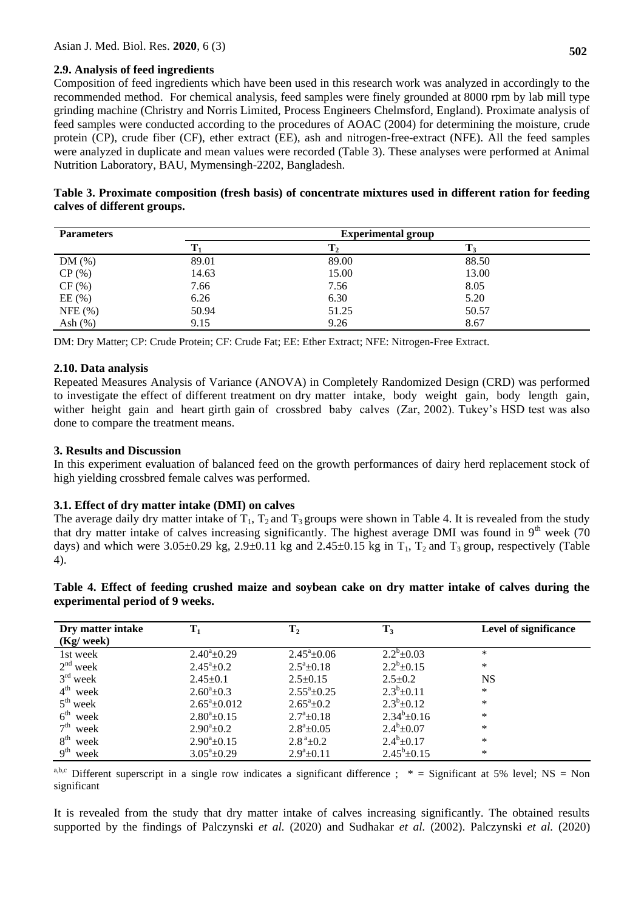### 2.9. Analysis of feed ingredients

Composition of feed ingredients which have been used in this research work was analyzed in accordingly to the recommended method. For chemical analysis, feed samples were finely grounded at 8000 rpm by lab mill type grinding machine (Christry and Norris Limited, Process Engineers Chelmsford, England). Proximate analysis of feed samples were conducted according to the procedures of AOAC (2004) for determining the moisture, crude protein (CP), crude fiber (CF), ether extract (EE), ash and nitrogen-free-extract (NFE). All the feed samples were analyzed in duplicate and mean values were recorded (Table 3). These analyses were performed at Animal Nutrition Laboratory, BAU, Mymensingh-2202, Bangladesh.

**Table 3. Proximate composition (fresh basis) of concentrate mixtures used in different ration for feeding calves of different groups.**

| Parameters | Experimental group | | |
|---|---|---|---|
| | $T_1$ | $T_2$ | $T_3$ |
| DM (%) | 89.01 | 89.00 | 88.50 |
| CP (%) | 14.63 | 15.00 | 13.00 |
| CF (%) | 7.66 | 7.56 | 8.05 |
| EE (%) | 6.26 | 6.30 | 5.20 |
| NFE (%) | 50.94 | 51.25 | 50.57 |
| Ash (%) | 9.15 | 9.26 | 8.67 |

DM: Dry Matter; CP: Crude Protein; CF: Crude Fat; EE: Ether Extract; NFE: Nitrogen-Free Extract.

### 2.10. Data analysis

Repeated Measures Analysis of Variance (ANOVA) in Completely Randomized Design (CRD) was performed to investigate the effect of different treatment on dry matter intake, body weight gain, body length gain, wither height gain and heart girth gain of crossbred baby calves (Zar, 2002). Tukey's HSD test was also done to compare the treatment means.

## 3. Results and Discussion

In this experiment evaluation of balanced feed on the growth performances of dairy herd replacement stock of high yielding crossbred female calves was performed.

### 3.1. Effect of dry matter intake (DMI) on calves

The average daily dry matter intake of $T_1$, $T_2$ and $T_3$ groups were shown in Table 4. It is revealed from the study that dry matter intake of calves increasing significantly. The highest average DMI was found in 9th week (70 days) and which were 3.05±0.29 kg, 2.9±0.11 kg and 2.45±0.15 kg in $T_1$, $T_2$ and $T_3$ group, respectively (Table 4).

**Table 4. Effect of feeding crushed maize and soybean cake on dry matter intake of calves during the experimental period of 9 weeks.**

| Dry matter intake (Kg/ week) | $T_1$ | $T_2$ | $T_3$ | Level of significance |
|---|---|---|---|---|
| 1st week | $2.40^a±0.29$ | $2.45^a±0.06$ | $2.2^b±0.03$ | * |
| 2nd week | $2.45^a±0.2$ | $2.5^a±0.18$ | $2.2^b±0.15$ | * |
| 3rd week | 2.45±0.1 | 2.5±0.15 | 2.5±0.2 | NS |
| 4th week | $2.60^a±0.3$ | $2.55^a±0.25$ | $2.3^b±0.11$ | * |
| 5th week | $2.65^a±0.012$ | $2.65^a±0.2$ | $2.3^b±0.12$ | * |
| 6th week | $2.80^a±0.15$ | $2.7^a±0.18$ | $2.34^b±0.16$ | * |
| 7th week | $2.90^a±0.2$ | $2.8^a±0.05$ | $2.4^b±0.07$ | * |
| 8th week | $2.90^a±0.15$ | $2.8^a±0.2$ | $2.4^b±0.17$ | * |
| 9th week | $3.05^a±0.29$ | $2.9^a±0.11$ | $2.45^b±0.15$ | * |

a,b,c Different superscript in a single row indicates a significant difference ; * = Significant at 5% level; NS = Non significant

It is revealed from the study that dry matter intake of calves increasing significantly. The obtained results supported by the findings of Palczynski *et al.* (2020) and Sudhakar *et al.* (2002). Palczynski *et al.* (2020)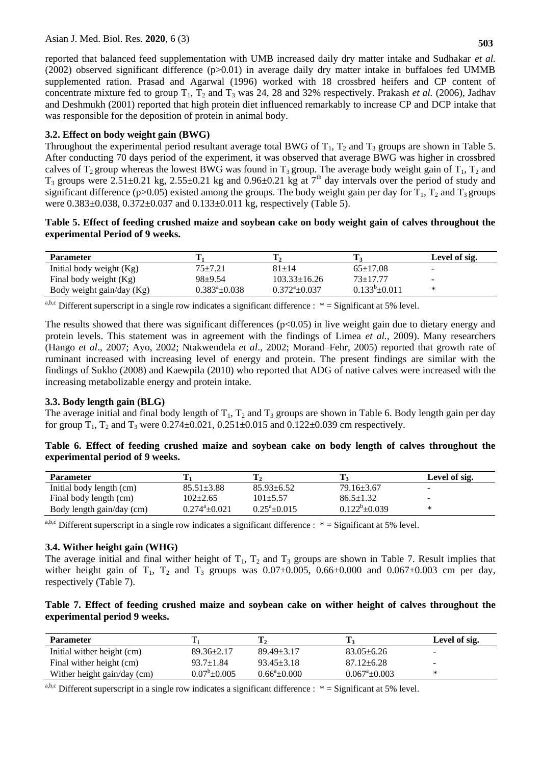reported that balanced feed supplementation with UMB increased daily dry matter intake and Sudhakar *et al.* (2002) observed significant difference ($p>0.01$) in average daily dry matter intake in buffaloes fed UMMB supplemented ration. Prasad and Agarwal (1996) worked with 18 crossbred heifers and CP content of concentrate mixture fed to group $T_1$, $T_2$ and $T_3$ was 24, 28 and 32% respectively. Prakash *et al.* (2006), Jadhav and Deshmukh (2001) reported that high protein diet influenced remarkably to increase CP and DCP intake that was responsible for the deposition of protein in animal body.

### 3.2. Effect on body weight gain (BWG)

Throughout the experimental period resultant average total BWG of $T_1$, $T_2$ and $T_3$ groups are shown in Table 5. After conducting 70 days period of the experiment, it was observed that average BWG was higher in crossbred calves of $T_2$ group whereas the lowest BWG was found in $T_3$ group. The average body weight gain of $T_1$, $T_2$ and $T_3$ groups were 2.51±0.21 kg, 2.55±0.21 kg and 0.96±0.21 kg at $7^{th}$ day intervals over the period of study and significant difference ($p>0.05$) existed among the groups. The body weight gain per day for $T_1$, $T_2$ and $T_3$ groups were 0.383±0.038, 0.372±0.037 and 0.133±0.011 kg, respectively (Table 5).

**Table 5. Effect of feeding crushed maize and soybean cake on body weight gain of calves throughout the experimental Period of 9 weeks.**

| Parameter | $T_1$ | $T_2$ | $T_3$ | Level of sig. |
|---|---|---|---|---|
| Initial body weight (Kg) | 75±7.21 | 81±14 | 65±17.08 | - |
| Final body weight (Kg) | 98±9.54 | 103.33±16.26 | 73±17.77 | - |
| Body weight gain/day (Kg) | $0.383^{a}$±0.038 | $0.372^{a}$±0.037 | $0.133^{b}$±0.011 | * |

$^{a,b,c}$ Different superscript in a single row indicates a significant difference : * = Significant at 5% level.

The results showed that there was significant differences ($p<0.05$) in live weight gain due to dietary energy and protein levels. This statement was in agreement with the findings of Limea *et al.*, 2009). Many researchers (Hango *et al*., 2007; Ayo, 2002; Ntakwendela *et al*., 2002; Morand–Fehr, 2005) reported that growth rate of ruminant increased with increasing level of energy and protein. The present findings are similar with the findings of Sukho (2008) and Kaewpila (2010) who reported that ADG of native calves were increased with the increasing metabolizable energy and protein intake.

### 3.3. Body length gain (BLG)

The average initial and final body length of $T_1$, $T_2$ and $T_3$ groups are shown in Table 6. Body length gain per day for group $T_1$, $T_2$ and $T_3$ were 0.274±0.021, 0.251±0.015 and 0.122±0.039 cm respectively.

**Table 6. Effect of feeding crushed maize and soybean cake on body length of calves throughout the experimental period of 9 weeks.**

| Parameter | $T_1$ | $T_2$ | $T_3$ | Level of sig. |
|---|---|---|---|---|
| Initial body length (cm) | 85.51±3.88 | 85.93±6.52 | 79.16±3.67 | - |
| Final body length (cm) | 102±2.65 | 101±5.57 | 86.5±1.32 | - |
| Body length gain/day (cm) | $0.274^{a}$±0.021 | $0.25^{a}$±0.015 | $0.122^{b}$±0.039 | * |

$^{a,b,c}$ Different superscript in a single row indicates a significant difference : * = Significant at 5% level.

### 3.4. Wither height gain (WHG)

The average initial and final wither height of $T_1$, $T_2$ and $T_3$ groups are shown in Table 7. Result implies that wither height gain of $T_1$, $T_2$ and $T_3$ groups was 0.07±0.005, 0.66±0.000 and 0.067±0.003 cm per day, respectively (Table 7).

**Table 7. Effect of feeding crushed maize and soybean cake on wither height of calves throughout the experimental period 9 weeks.**

| Parameter | $T_1$ | $T_2$ | $T_3$ | Level of sig. |
|---|---|---|---|---|
| Initial wither height (cm) | 89.36±2.17 | 89.49±3.17 | 83.05±6.26 | - |
| Final wither height (cm) | 93.7±1.84 | 93.45±3.18 | 87.12±6.28 | - |
| Wither height gain/day (cm) | $0.07^{b}$±0.005 | $0.66^{a}$±0.000 | $0.067^{a}$±0.003 | * |

$^{a,b,c}$ Different superscript in a single row indicates a significant difference : * = Significant at 5% level.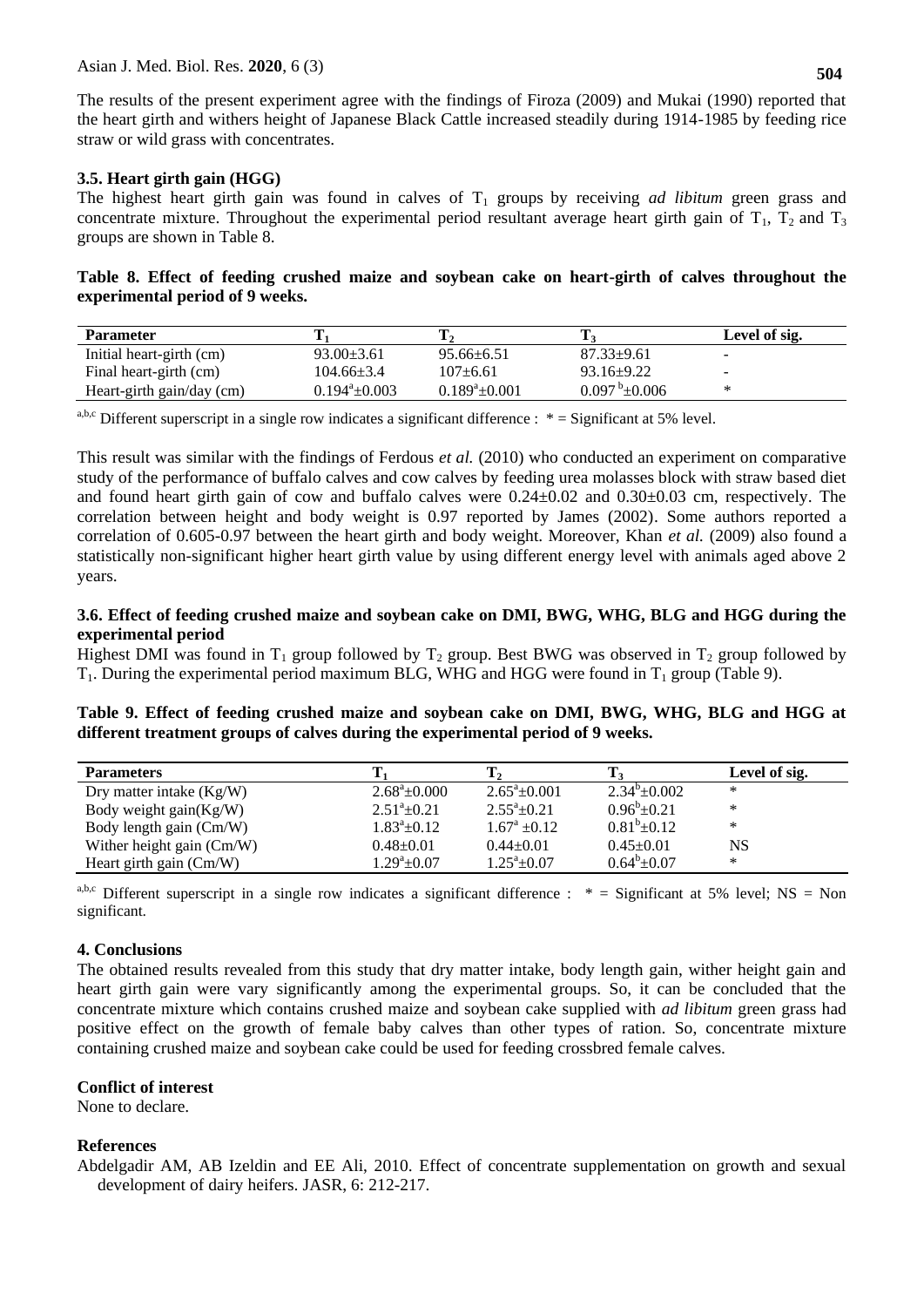The results of the present experiment agree with the findings of Firoza (2009) and Mukai (1990) reported that the heart girth and withers height of Japanese Black Cattle increased steadily during 1914-1985 by feeding rice straw or wild grass with concentrates.

### 3.5. Heart girth gain (HGG)

The highest heart girth gain was found in calves of $T_1$ groups by receiving *ad libitum* green grass and concentrate mixture. Throughout the experimental period resultant average heart girth gain of $T_1$, $T_2$ and $T_3$ groups are shown in Table 8.

**Table 8. Effect of feeding crushed maize and soybean cake on heart-girth of calves throughout the experimental period of 9 weeks.**

| Parameter | $T_1$ | $T_2$ | $T_3$ | Level of sig. |
|---|---|---|---|---|
| Initial heart-girth (cm) | 93.00±3.61 | 95.66±6.51 | 87.33±9.61 | - |
| Final heart-girth (cm) | 104.66±3.4 | 107±6.61 | 93.16±9.22 | - |
| Heart-girth gain/day (cm) | $0.194^a$±0.003 | $0.189^a$±0.001 | $0.097^b$±0.006 | * |

a,b,c Different superscript in a single row indicates a significant difference : * = Significant at 5% level.

This result was similar with the findings of Ferdous *et al.* (2010) who conducted an experiment on comparative study of the performance of buffalo calves and cow calves by feeding urea molasses block with straw based diet and found heart girth gain of cow and buffalo calves were 0.24±0.02 and 0.30±0.03 cm, respectively. The correlation between height and body weight is 0.97 reported by James (2002). Some authors reported a correlation of 0.605-0.97 between the heart girth and body weight. Moreover, Khan *et al.* (2009) also found a statistically non-significant higher heart girth value by using different energy level with animals aged above 2 years.

### 3.6. Effect of feeding crushed maize and soybean cake on DMI, BWG, WHG, BLG and HGG during the experimental period

Highest DMI was found in $T_1$ group followed by $T_2$ group. Best BWG was observed in $T_2$ group followed by $T_1$. During the experimental period maximum BLG, WHG and HGG were found in $T_1$ group (Table 9).

**Table 9. Effect of feeding crushed maize and soybean cake on DMI, BWG, WHG, BLG and HGG at different treatment groups of calves during the experimental period of 9 weeks.**

| Parameters | $T_1$ | $T_2$ | $T_3$ | Level of sig. |
|---|---|---|---|---|
| Dry matter intake (Kg/W) | $2.68^a$±0.000 | $2.65^a$±0.001 | $2.34^b$±0.002 | * |
| Body weight gain(Kg/W) | $2.51^a$±0.21 | $2.55^a$±0.21 | $0.96^b$±0.21 | * |
| Body length gain (Cm/W) | $1.83^a$±0.12 | $1.67^a$ ±0.12 | $0.81^b$±0.12 | * |
| Wither height gain (Cm/W) | 0.48±0.01 | 0.44±0.01 | 0.45±0.01 | NS |
| Heart girth gain (Cm/W) | $1.29^a$±0.07 | $1.25^a$±0.07 | $0.64^b$±0.07 | * |

a,b,c Different superscript in a single row indicates a significant difference : * = Significant at 5% level; NS = Non significant.

## 4. Conclusions

The obtained results revealed from this study that dry matter intake, body length gain, wither height gain and heart girth gain were vary significantly among the experimental groups. So, it can be concluded that the concentrate mixture which contains crushed maize and soybean cake supplied with *ad libitum* green grass had positive effect on the growth of female baby calves than other types of ration. So, concentrate mixture containing crushed maize and soybean cake could be used for feeding crossbred female calves.

## Conflict of interest

None to declare.

## References

Abdelgadir AM, AB Izeldin and EE Ali, 2010. Effect of concentrate supplementation on growth and sexual development of dairy heifers. JASR, 6: 212-217.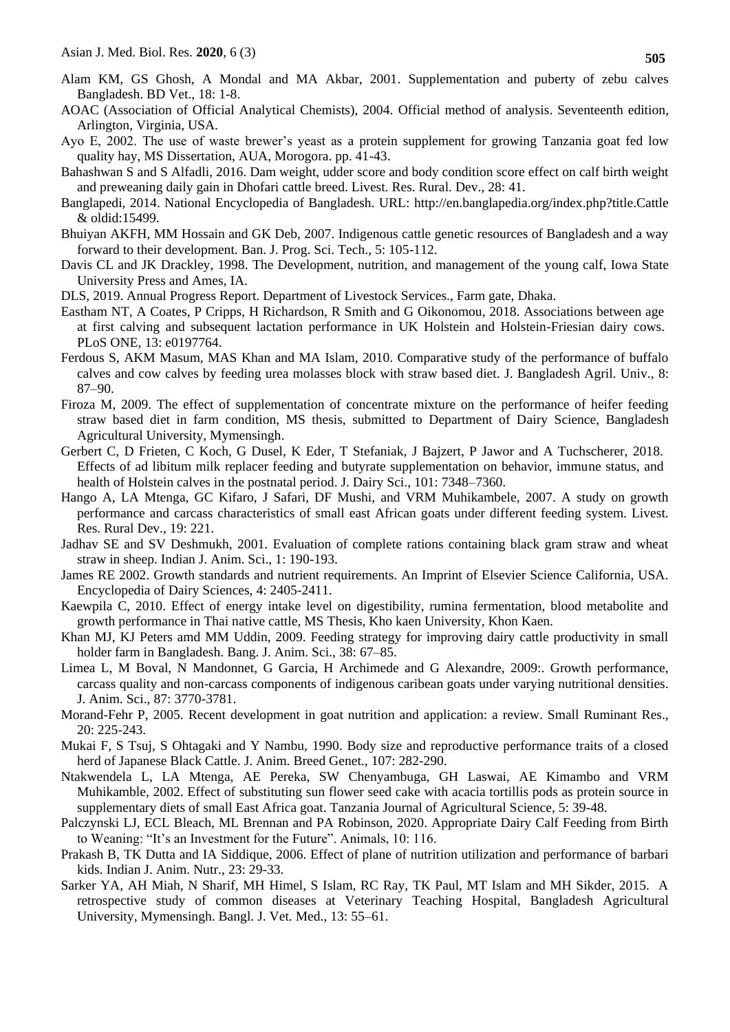Alam KM, GS Ghosh, A Mondal and MA Akbar, 2001. Supplementation and puberty of zebu calves Bangladesh. BD Vet., 18: 1-8.

AOAC (Association of Official Analytical Chemists), 2004. Official method of analysis. Seventeenth edition, Arlington, Virginia, USA.

Ayo E, 2002. The use of waste brewer's yeast as a protein supplement for growing Tanzania goat fed low quality hay, MS Dissertation, AUA, Morogora. pp. 41-43.

Bahashwan S and S Alfadli, 2016. Dam weight, udder score and body condition score effect on calf birth weight and preweaning daily gain in Dhofari cattle breed. Livest. Res. Rural. Dev., 28: 41.

Banglapedi, 2014. National Encyclopedia of Bangladesh. URL: http://en.banglapedia.org/index.php?title.Cattle & oldid:15499.

Bhuiyan AKFH, MM Hossain and GK Deb, 2007. Indigenous cattle genetic resources of Bangladesh and a way forward to their development. Ban. J. Prog. Sci. Tech., 5: 105-112.

Davis CL and JK Drackley, 1998. The Development, nutrition, and management of the young calf, Iowa State University Press and Ames, IA.

DLS, 2019. Annual Progress Report. Department of Livestock Services., Farm gate, Dhaka.

Eastham NT, A Coates, P Cripps, H Richardson, R Smith and G Oikonomou, 2018. Associations between age at first calving and subsequent lactation performance in UK Holstein and Holstein-Friesian dairy cows. PLoS ONE, 13: e0197764.

Ferdous S, AKM Masum, MAS Khan and MA Islam, 2010. Comparative study of the performance of buffalo calves and cow calves by feeding urea molasses block with straw based diet. J. Bangladesh Agril. Univ., 8: 87–90.

Firoza M, 2009. The effect of supplementation of concentrate mixture on the performance of heifer feeding straw based diet in farm condition, MS thesis, submitted to Department of Dairy Science, Bangladesh Agricultural University, Mymensingh.

Gerbert C, D Frieten, C Koch, G Dusel, K Eder, T Stefaniak, J Bajzert, P Jawor and A Tuchscherer, 2018. Effects of ad libitum milk replacer feeding and butyrate supplementation on behavior, immune status, and health of Holstein calves in the postnatal period. J. Dairy Sci., 101: 7348–7360.

Hango A, LA Mtenga, GC Kifaro, J Safari, DF Mushi, and VRM Muhikambele, 2007. A study on growth performance and carcass characteristics of small east African goats under different feeding system. Livest. Res. Rural Dev., 19: 221.

Jadhav SE and SV Deshmukh, 2001. Evaluation of complete rations containing black gram straw and wheat straw in sheep. Indian J. Anim. Sci., 1: 190-193.

James RE 2002. Growth standards and nutrient requirements. An Imprint of Elsevier Science California, USA. Encyclopedia of Dairy Sciences, 4: 2405-2411.

Kaewpila C, 2010. Effect of energy intake level on digestibility, rumina fermentation, blood metabolite and growth performance in Thai native cattle, MS Thesis, Khon kaen University, Khon Kaen.

Khan MJ, KJ Peters amd MM Uddin, 2009. Feeding strategy for improving dairy cattle productivity in small holder farm in Bangladesh. Bang. J. Anim. Sci., 38: 67–85.

Limea L, M Boval, N Mandonnet, G Garcia, H Archimede and G Alexandre, 2009:. Growth performance, carcass quality and non-carcass components of indigenous caribean goats under varying nutritional densities. J. Anim. Sci., 87: 3770-3781.

Morand-Fehr P, 2005. Recent development in goat nutrition and application: a review. Small Ruminant Res., 20: 225-243.

Mukai F, S Tsuj, S Ohtagaki and Y Nambu, 1990. Body size and reproductive performance traits of a closed herd of Japanese Black Cattle. J. Anim. Breed Genet., 107: 282-290.

Ntakwendela L, LA Mtenga, AE Pereka, SW Chenyambuga, GH Laswai, AE Kimambo and VRM Muhikamble, 2002. Effect of substituting sun flower seed cake with acacia tortillis pods as protein source in supplementary diets of small East Africa goat. Tanzania Journal of Agricultural Science, 5: 39-48.

Palczynski LJ, ECL Bleach, ML Brennan and PA Robinson, 2020. Appropriate Dairy Calf Feeding from Birth to Weaning: "It's an Investment for the Future". Animals, 10: 116.

Prakash B, TK Dutta and IA Siddique, 2006. Effect of plane of nutrition utilization and performance of barbari kids. Indian J. Anim. Nutr., 23: 29-33.

Sarker YA, AH Miah, N Sharif, MH Himel, S Islam, RC Ray, TK Paul, MT Islam and MH Sikder, 2015. A retrospective study of common diseases at Veterinary Teaching Hospital, Bangladesh Agricultural University, Mymensingh. Bangl. J. Vet. Med., 13: 55–61.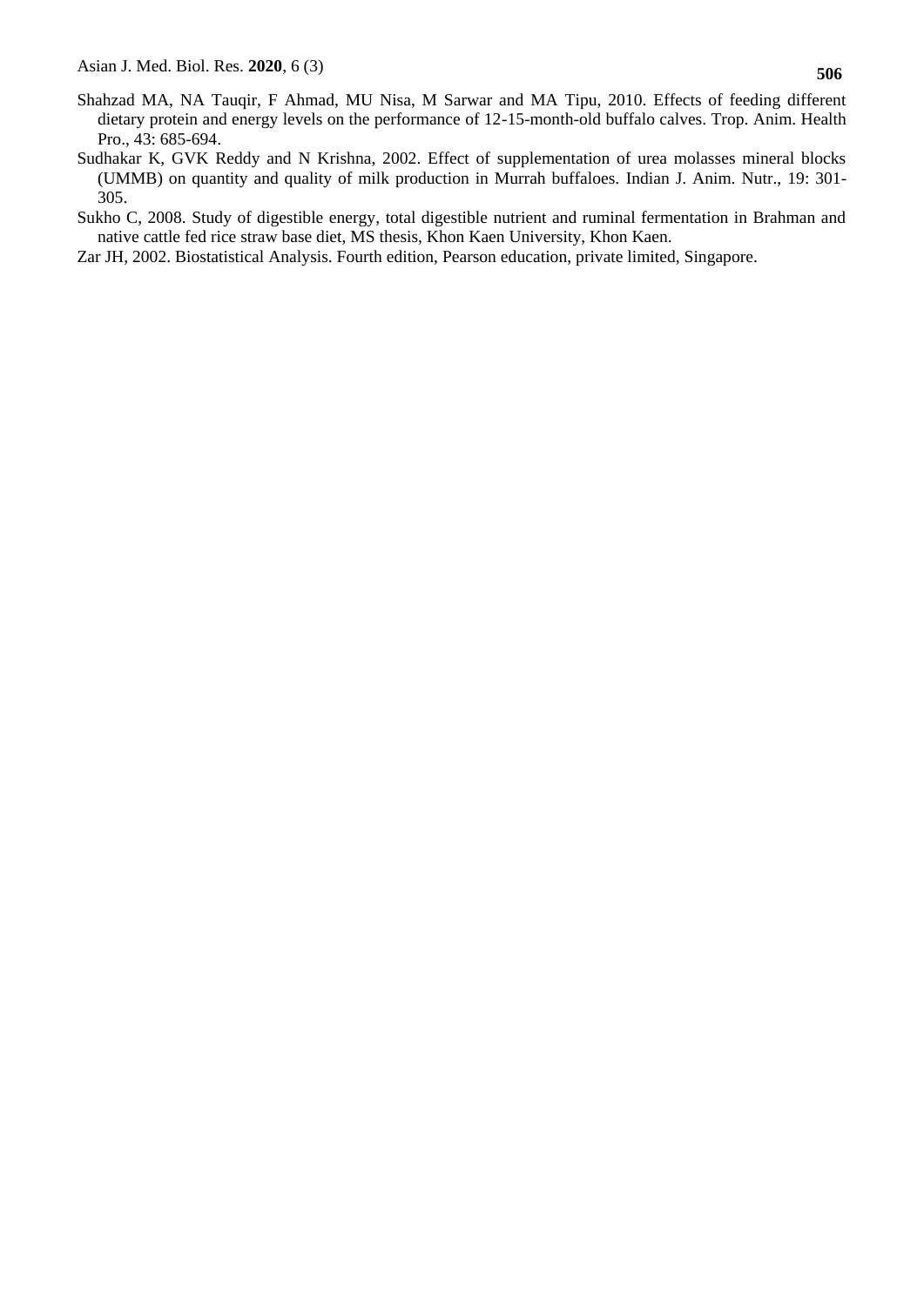Shahzad MA, NA Tauqir, F Ahmad, MU Nisa, M Sarwar and MA Tipu, 2010. Effects of feeding different dietary protein and energy levels on the performance of 12-15-month-old buffalo calves. Trop. Anim. Health Pro., 43: 685-694.

Sudhakar K, GVK Reddy and N Krishna, 2002. Effect of supplementation of urea molasses mineral blocks (UMMB) on quantity and quality of milk production in Murrah buffaloes. Indian J. Anim. Nutr., 19: 301-305.

Sukho C, 2008. Study of digestible energy, total digestible nutrient and ruminal fermentation in Brahman and native cattle fed rice straw base diet, MS thesis, Khon Kaen University, Khon Kaen.

Zar JH, 2002. Biostatistical Analysis. Fourth edition, Pearson education, private limited, Singapore.